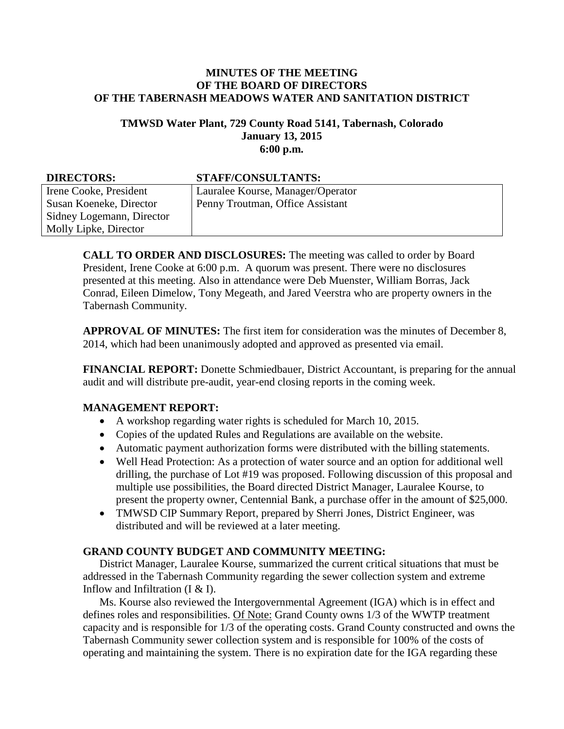# MINUTES OF THE MEETING
# OF THE BOARD OF DIRECTORS
# OF THE TABERNASH MEADOWS WATER AND SANITATION DISTRICT

**TMWSD Water Plant, 729 County Road 5141, Tabernash, Colorado**
**January 13, 2015**
**6:00 p.m.**

| DIRECTORS: | STAFF/CONSULTANTS: |
|---|---|
| Irene Cooke, President<br>Susan Koeneke, Director<br>Sidney Logemann, Director<br>Molly Lipke, Director | Lauralee Kourse, Manager/Operator<br>Penny Troutman, Office Assistant |

**CALL TO ORDER AND DISCLOSURES:** The meeting was called to order by Board President, Irene Cooke at 6:00 p.m. A quorum was present. There were no disclosures presented at this meeting. Also in attendance were Deb Muenster, William Borras, Jack Conrad, Eileen Dimelow, Tony Megeath, and Jared Veerstra who are property owners in the Tabernash Community.

**APPROVAL OF MINUTES:** The first item for consideration was the minutes of December 8, 2014, which had been unanimously adopted and approved as presented via email.

**FINANCIAL REPORT:** Donette Schmiedbauer, District Accountant, is preparing for the annual audit and will distribute pre-audit, year-end closing reports in the coming week.

**MANAGEMENT REPORT:**

- A workshop regarding water rights is scheduled for March 10, 2015.
- Copies of the updated Rules and Regulations are available on the website.
- Automatic payment authorization forms were distributed with the billing statements.
- Well Head Protection: As a protection of water source and an option for additional well drilling, the purchase of Lot #19 was proposed. Following discussion of this proposal and multiple use possibilities, the Board directed District Manager, Lauralee Kourse, to present the property owner, Centennial Bank, a purchase offer in the amount of $25,000.
- TMWSD CIP Summary Report, prepared by Sherri Jones, District Engineer, was distributed and will be reviewed at a later meeting.

**GRAND COUNTY BUDGET AND COMMUNITY MEETING:**

District Manager, Lauralee Kourse, summarized the current critical situations that must be addressed in the Tabernash Community regarding the sewer collection system and extreme Inflow and Infiltration (I & I).

Ms. Kourse also reviewed the Intergovernmental Agreement (IGA) which is in effect and defines roles and responsibilities. <u>Of Note:</u> Grand County owns 1/3 of the WWTP treatment capacity and is responsible for 1/3 of the operating costs. Grand County constructed and owns the Tabernash Community sewer collection system and is responsible for 100% of the costs of operating and maintaining the system. There is no expiration date for the IGA regarding these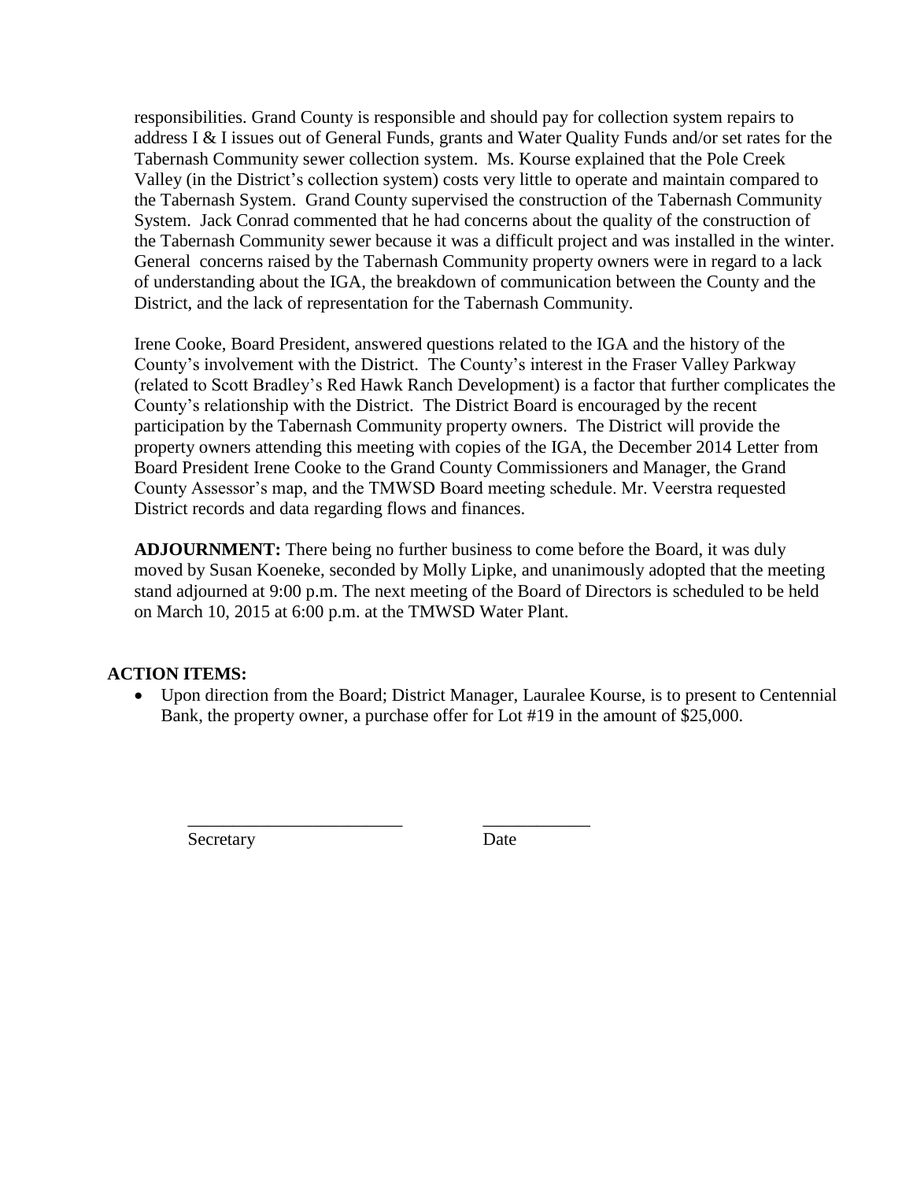responsibilities. Grand County is responsible and should pay for collection system repairs to address I & I issues out of General Funds, grants and Water Quality Funds and/or set rates for the Tabernash Community sewer collection system. Ms. Kourse explained that the Pole Creek Valley (in the District's collection system) costs very little to operate and maintain compared to the Tabernash System. Grand County supervised the construction of the Tabernash Community System. Jack Conrad commented that he had concerns about the quality of the construction of the Tabernash Community sewer because it was a difficult project and was installed in the winter. General concerns raised by the Tabernash Community property owners were in regard to a lack of understanding about the IGA, the breakdown of communication between the County and the District, and the lack of representation for the Tabernash Community.

Irene Cooke, Board President, answered questions related to the IGA and the history of the County's involvement with the District. The County's interest in the Fraser Valley Parkway (related to Scott Bradley's Red Hawk Ranch Development) is a factor that further complicates the County's relationship with the District. The District Board is encouraged by the recent participation by the Tabernash Community property owners. The District will provide the property owners attending this meeting with copies of the IGA, the December 2014 Letter from Board President Irene Cooke to the Grand County Commissioners and Manager, the Grand County Assessor's map, and the TMWSD Board meeting schedule. Mr. Veerstra requested District records and data regarding flows and finances.

**ADJOURNMENT:** There being no further business to come before the Board, it was duly moved by Susan Koeneke, seconded by Molly Lipke, and unanimously adopted that the meeting stand adjourned at 9:00 p.m. The next meeting of the Board of Directors is scheduled to be held on March 10, 2015 at 6:00 p.m. at the TMWSD Water Plant.

**ACTION ITEMS:**

- Upon direction from the Board; District Manager, Lauralee Kourse, is to present to Centennial Bank, the property owner, a purchase offer for Lot #19 in the amount of $25,000.

________________________ ____________

Secretary Date